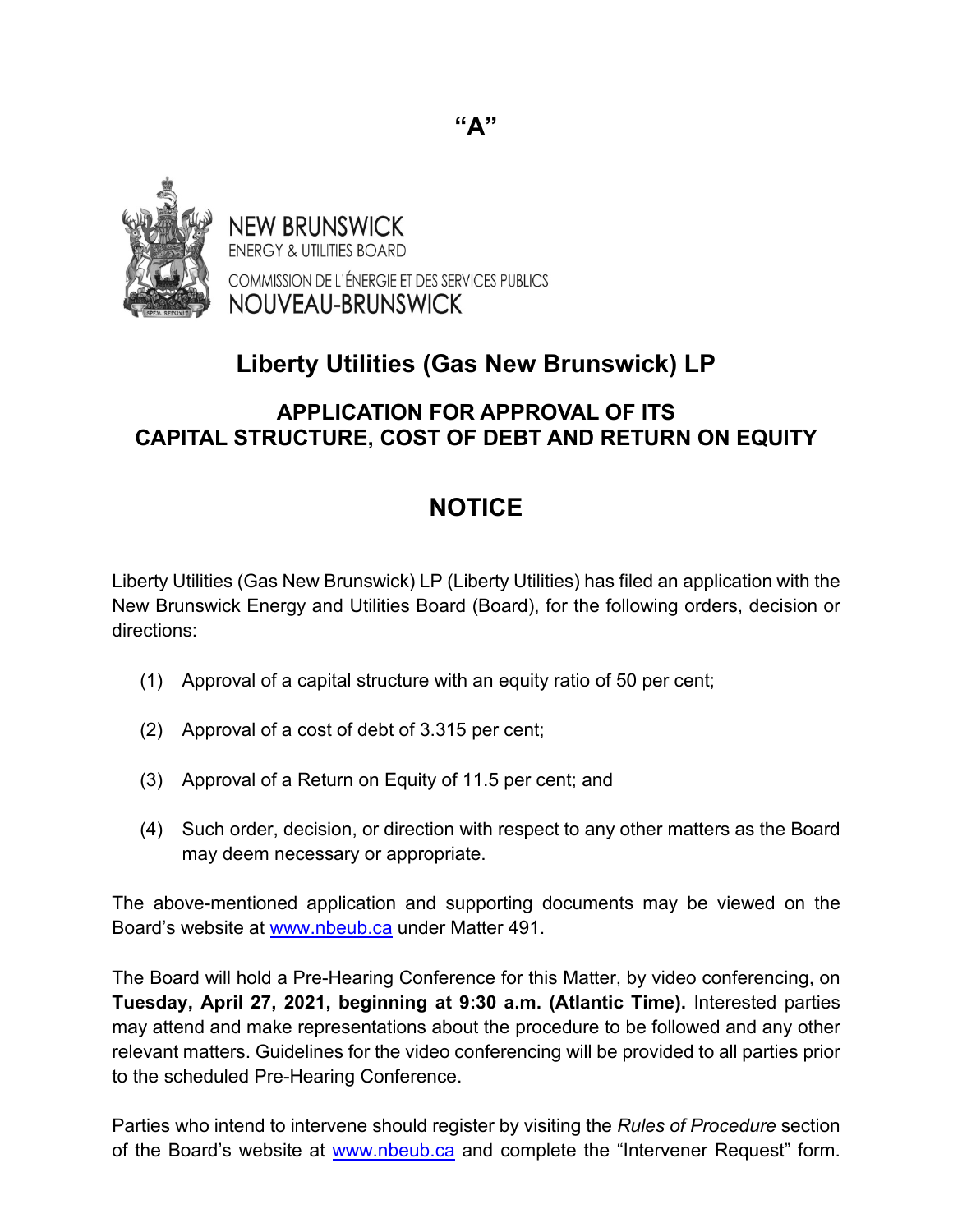"A"

NEW BRUNSWICK
ENERGY & UTILITIES BOARD
COMMISSION DE L'ÉNERGIE ET DES SERVICES PUBLICS
NOUVEAU-BRUNSWICK

# Liberty Utilities (Gas New Brunswick) LP

## APPLICATION FOR APPROVAL OF ITS CAPITAL STRUCTURE, COST OF DEBT AND RETURN ON EQUITY

# NOTICE

Liberty Utilities (Gas New Brunswick) LP (Liberty Utilities) has filed an application with the New Brunswick Energy and Utilities Board (Board), for the following orders, decision or directions:

(1) Approval of a capital structure with an equity ratio of 50 per cent;

(2) Approval of a cost of debt of 3.315 per cent;

(3) Approval of a Return on Equity of 11.5 per cent; and

(4) Such order, decision, or direction with respect to any other matters as the Board may deem necessary or appropriate.

The above-mentioned application and supporting documents may be viewed on the Board's website at www.nbeub.ca under Matter 491.

The Board will hold a Pre-Hearing Conference for this Matter, by video conferencing, on **Tuesday, April 27, 2021, beginning at 9:30 a.m. (Atlantic Time).** Interested parties may attend and make representations about the procedure to be followed and any other relevant matters. Guidelines for the video conferencing will be provided to all parties prior to the scheduled Pre-Hearing Conference.

Parties who intend to intervene should register by visiting the *Rules of Procedure* section of the Board's website at www.nbeub.ca and complete the "Intervener Request" form.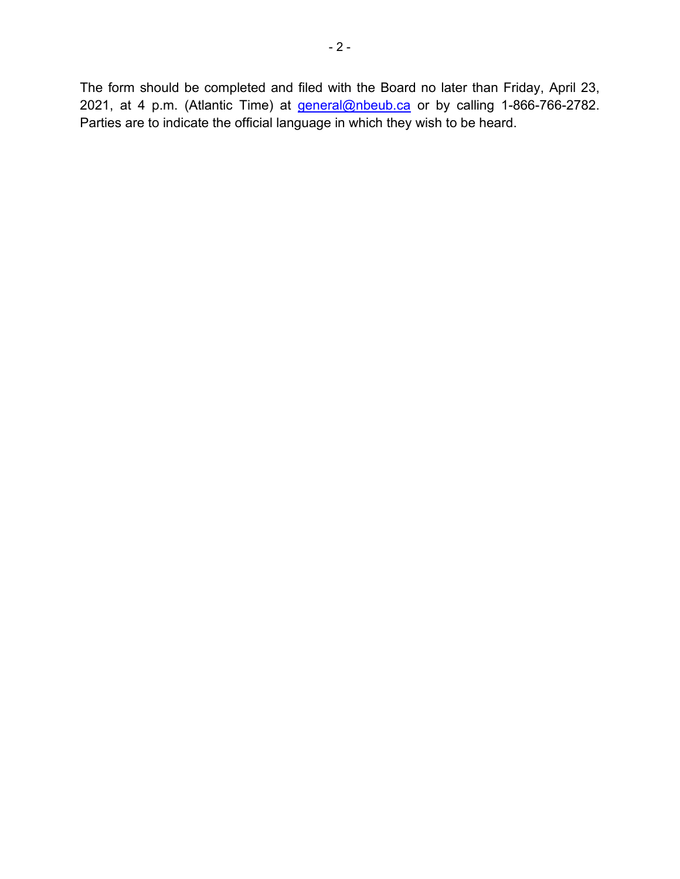The form should be completed and filed with the Board no later than Friday, April 23, 2021, at 4 p.m. (Atlantic Time) at general@nbeub.ca or by calling 1-866-766-2782. Parties are to indicate the official language in which they wish to be heard.